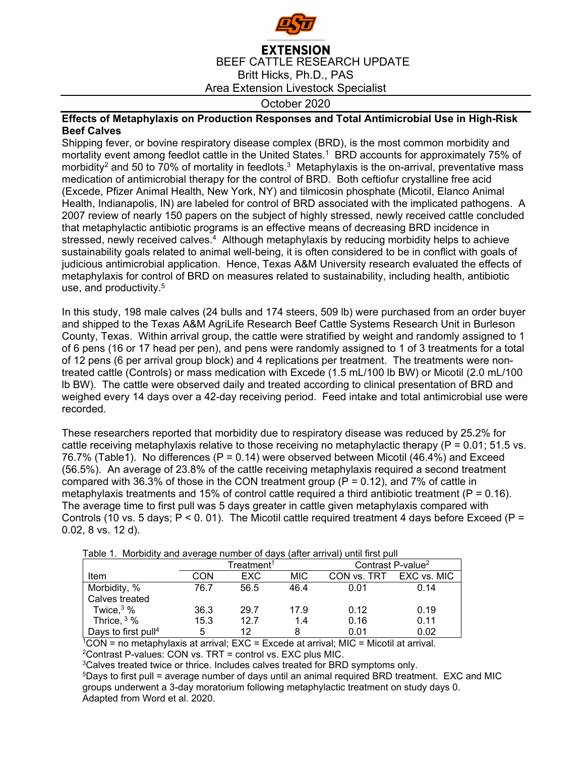EXTENSION

BEEF CATTLE RESEARCH UPDATE

Britt Hicks, Ph.D., PAS

Area Extension Livestock Specialist

October 2020

**Effects of Metaphylaxis on Production Responses and Total Antimicrobial Use in High-Risk Beef Calves**

Shipping fever, or bovine respiratory disease complex (BRD), is the most common morbidity and mortality event among feedlot cattle in the United States.[1] BRD accounts for approximately 75% of morbidity[2] and 50 to 70% of mortality in feedlots.[3] Metaphylaxis is the on-arrival, preventative mass medication of antimicrobial therapy for the control of BRD. Both ceftiofur crystalline free acid (Excede, Pfizer Animal Health, New York, NY) and tilmicosin phosphate (Micotil, Elanco Animal Health, Indianapolis, IN) are labeled for control of BRD associated with the implicated pathogens. A 2007 review of nearly 150 papers on the subject of highly stressed, newly received cattle concluded that metaphylactic antibiotic programs is an effective means of decreasing BRD incidence in stressed, newly received calves.[4] Although metaphylaxis by reducing morbidity helps to achieve sustainability goals related to animal well-being, it is often considered to be in conflict with goals of judicious antimicrobial application. Hence, Texas A&M University research evaluated the effects of metaphylaxis for control of BRD on measures related to sustainability, including health, antibiotic use, and productivity.[5]

In this study, 198 male calves (24 bulls and 174 steers, 509 lb) were purchased from an order buyer and shipped to the Texas A&M AgriLife Research Beef Cattle Systems Research Unit in Burleson County, Texas. Within arrival group, the cattle were stratified by weight and randomly assigned to 1 of 6 pens (16 or 17 head per pen), and pens were randomly assigned to 1 of 3 treatments for a total of 12 pens (6 per arrival group block) and 4 replications per treatment. The treatments were non-treated cattle (Controls) or mass medication with Excede (1.5 mL/100 lb BW) or Micotil (2.0 mL/100 lb BW). The cattle were observed daily and treated according to clinical presentation of BRD and weighed every 14 days over a 42-day receiving period. Feed intake and total antimicrobial use were recorded.

These researchers reported that morbidity due to respiratory disease was reduced by 25.2% for cattle receiving metaphylaxis relative to those receiving no metaphylactic therapy ($P = 0.01$; 51.5 vs. 76.7% (Table1). No differences ($P = 0.14$) were observed between Micotil (46.4%) and Exceed (56.5%). An average of 23.8% of the cattle receiving metaphylaxis required a second treatment compared with 36.3% of those in the CON treatment group ($P = 0.12$), and 7% of cattle in metaphylaxis treatments and 15% of control cattle required a third antibiotic treatment ($P = 0.16$). The average time to first pull was 5 days greater in cattle given metaphylaxis compared with Controls (10 vs. 5 days; $P < 0.01$). The Micotil cattle required treatment 4 days before Exceed ($P = 0.02$, 8 vs. 12 d).

Table 1. Morbidity and average number of days (after arrival) until first pull

| | Treatment[1] | | | Contrast P-value[2] | |
|---|---|---|---|---|---|
| Item | CON | EXC | MIC | CON vs. TRT | EXC vs. MIC |
| Morbidity, % | 76.7 | 56.5 | 46.4 | 0.01 | 0.14 |
| Calves treated | | | | | |
| Twice,[3] % | 36.3 | 29.7 | 17.9 | 0.12 | 0.19 |
| Thrice,[3] % | 15.3 | 12.7 | 1.4 | 0.16 | 0.11 |
| Days to first pull[4] | 5 | 12 | 8 | 0.01 | 0.02 |

[1]CON = no metaphylaxis at arrival; EXC = Excede at arrival; MIC = Micotil at arrival.

[2]Contrast P-values: CON vs. TRT = control vs. EXC plus MIC.

[3]Calves treated twice or thrice. Includes calves treated for BRD symptoms only.

[5]Days to first pull = average number of days until an animal required BRD treatment. EXC and MIC groups underwent a 3-day moratorium following metaphylactic treatment on study days 0.

Adapted from Word et al. 2020.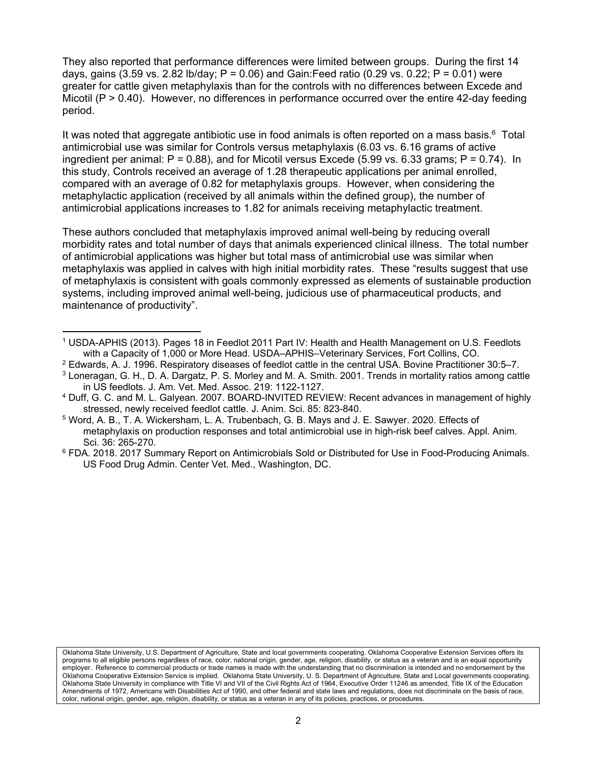They also reported that performance differences were limited between groups. During the first 14 days, gains (3.59 vs. 2.82 lb/day; $P = 0.06$) and Gain:Feed ratio (0.29 vs. 0.22; $P = 0.01$) were greater for cattle given metaphylaxis than for the controls with no differences between Excede and Micotil ($P > 0.40$). However, no differences in performance occurred over the entire 42-day feeding period.

It was noted that aggregate antibiotic use in food animals is often reported on a mass basis.[6] Total antimicrobial use was similar for Controls versus metaphylaxis (6.03 vs. 6.16 grams of active ingredient per animal: $P = 0.88$), and for Micotil versus Excede (5.99 vs. 6.33 grams; $P = 0.74$). In this study, Controls received an average of 1.28 therapeutic applications per animal enrolled, compared with an average of 0.82 for metaphylaxis groups. However, when considering the metaphylactic application (received by all animals within the defined group), the number of antimicrobial applications increases to 1.82 for animals receiving metaphylactic treatment.

These authors concluded that metaphylaxis improved animal well-being by reducing overall morbidity rates and total number of days that animals experienced clinical illness. The total number of antimicrobial applications was higher but total mass of antimicrobial use was similar when metaphylaxis was applied in calves with high initial morbidity rates. These "results suggest that use of metaphylaxis is consistent with goals commonly expressed as elements of sustainable production systems, including improved animal well-being, judicious use of pharmaceutical products, and maintenance of productivity".

---

[1] USDA-APHIS (2013). Pages 18 in Feedlot 2011 Part IV: Health and Health Management on U.S. Feedlots with a Capacity of 1,000 or More Head. USDA–APHIS–Veterinary Services, Fort Collins, CO.

[2] Edwards, A. J. 1996. Respiratory diseases of feedlot cattle in the central USA. Bovine Practitioner 30:5–7.

[3] Loneragan, G. H., D. A. Dargatz, P. S. Morley and M. A. Smith. 2001. Trends in mortality ratios among cattle in US feedlots. J. Am. Vet. Med. Assoc. 219: 1122-1127.

[4] Duff, G. C. and M. L. Galyean. 2007. BOARD-INVITED REVIEW: Recent advances in management of highly stressed, newly received feedlot cattle. J. Anim. Sci. 85: 823-840.

[5] Word, A. B., T. A. Wickersham, L. A. Trubenbach, G. B. Mays and J. E. Sawyer. 2020. Effects of metaphylaxis on production responses and total antimicrobial use in high-risk beef calves. Appl. Anim. Sci. 36: 265-270.

[6] FDA. 2018. 2017 Summary Report on Antimicrobials Sold or Distributed for Use in Food-Producing Animals. US Food Drug Admin. Center Vet. Med., Washington, DC.

Oklahoma State University, U.S. Department of Agriculture, State and local governments cooperating. Oklahoma Cooperative Extension Services offers its programs to all eligible persons regardless of race, color, national origin, gender, age, religion, disability, or status as a veteran and is an equal opportunity employer. Reference to commercial products or trade names is made with the understanding that no discrimination is intended and no endorsement by the Oklahoma Cooperative Extension Service is implied. Oklahoma State University, U. S. Department of Agriculture, State and Local governments cooperating. Oklahoma State University in compliance with Title VI and VII of the Civil Rights Act of 1964, Executive Order 11246 as amended, Title IX of the Education Amendments of 1972, Americans with Disabilities Act of 1990, and other federal and state laws and regulations, does not discriminate on the basis of race, color, national origin, gender, age, religion, disability, or status as a veteran in any of its policies, practices, or procedures.